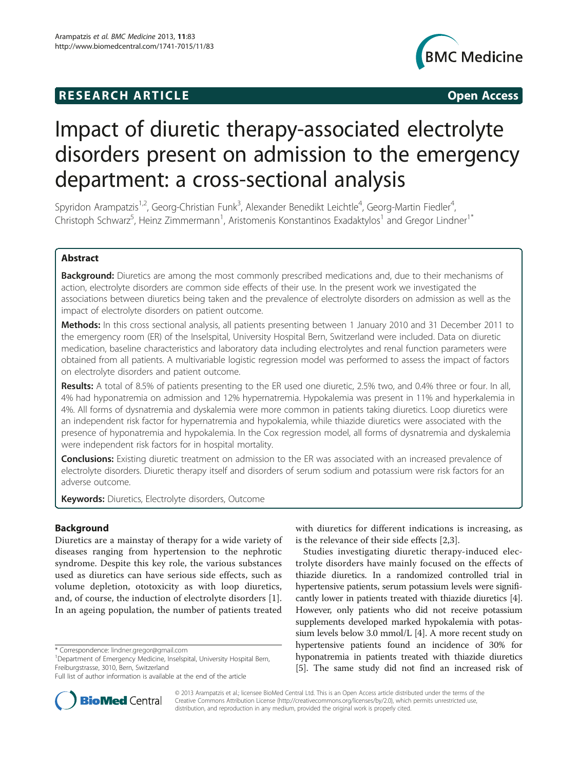RESEARCH ARTICLE Open Access

# Impact of diuretic therapy-associated electrolyte disorders present on admission to the emergency department: a cross-sectional analysis

Spyridon Arampatzis[1,2], Georg-Christian Funk[3], Alexander Benedikt Leichtle[4], Georg-Martin Fiedler[4], Christoph Schwarz[5], Heinz Zimmermann[1], Aristomenis Konstantinos Exadaktylos[1] and Gregor Lindner[1*]

## Abstract

**Background:** Diuretics are among the most commonly prescribed medications and, due to their mechanisms of action, electrolyte disorders are common side effects of their use. In the present work we investigated the associations between diuretics being taken and the prevalence of electrolyte disorders on admission as well as the impact of electrolyte disorders on patient outcome.

**Methods:** In this cross sectional analysis, all patients presenting between 1 January 2010 and 31 December 2011 to the emergency room (ER) of the Inselspital, University Hospital Bern, Switzerland were included. Data on diuretic medication, baseline characteristics and laboratory data including electrolytes and renal function parameters were obtained from all patients. A multivariable logistic regression model was performed to assess the impact of factors on electrolyte disorders and patient outcome.

**Results:** A total of 8.5% of patients presenting to the ER used one diuretic, 2.5% two, and 0.4% three or four. In all, 4% had hyponatremia on admission and 12% hypernatremia. Hypokalemia was present in 11% and hyperkalemia in 4%. All forms of dysnatremia and dyskalemia were more common in patients taking diuretics. Loop diuretics were an independent risk factor for hypernatremia and hypokalemia, while thiazide diuretics were associated with the presence of hyponatremia and hypokalemia. In the Cox regression model, all forms of dysnatremia and dyskalemia were independent risk factors for in hospital mortality.

**Conclusions:** Existing diuretic treatment on admission to the ER was associated with an increased prevalence of electrolyte disorders. Diuretic therapy itself and disorders of serum sodium and potassium were risk factors for an adverse outcome.

**Keywords:** Diuretics, Electrolyte disorders, Outcome

## Background

Diuretics are a mainstay of therapy for a wide variety of diseases ranging from hypertension to the nephrotic syndrome. Despite this key role, the various substances used as diuretics can have serious side effects, such as volume depletion, ototoxicity as with loop diuretics, and, of course, the induction of electrolyte disorders [1]. In an ageing population, the number of patients treated with diuretics for different indications is increasing, as is the relevance of their side effects [2,3].

Studies investigating diuretic therapy-induced electrolyte disorders have mainly focused on the effects of thiazide diuretics. In a randomized controlled trial in hypertensive patients, serum potassium levels were significantly lower in patients treated with thiazide diuretics [4]. However, only patients who did not receive potassium supplements developed marked hypokalemia with potassium levels below 3.0 mmol/L [4]. A more recent study on hypertensive patients found an incidence of 30% for hyponatremia in patients treated with thiazide diuretics [5]. The same study did not find an increased risk of

\* Correspondence: lindner.gregor@gmail.com

[1]Department of Emergency Medicine, Inselspital, University Hospital Bern, Freiburgstrasse, 3010, Bern, Switzerland

Full list of author information is available at the end of the article

© 2013 Arampatzis et al.; licensee BioMed Central Ltd. This is an Open Access article distributed under the terms of the Creative Commons Attribution License (http://creativecommons.org/licenses/by/2.0), which permits unrestricted use, distribution, and reproduction in any medium, provided the original work is properly cited.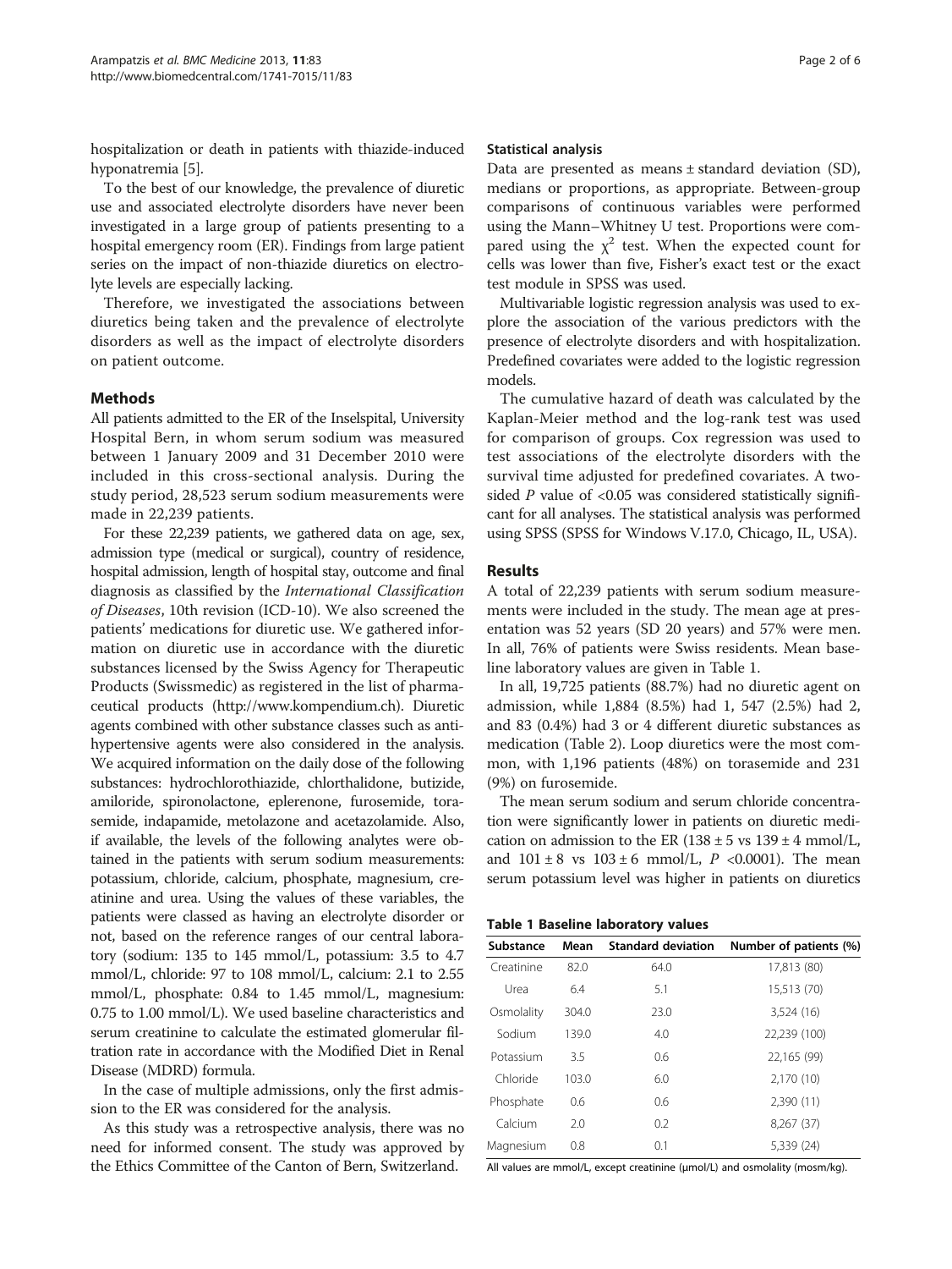hospitalization or death in patients with thiazide-induced hyponatremia [5].

To the best of our knowledge, the prevalence of diuretic use and associated electrolyte disorders have never been investigated in a large group of patients presenting to a hospital emergency room (ER). Findings from large patient series on the impact of non-thiazide diuretics on electrolyte levels are especially lacking.

Therefore, we investigated the associations between diuretics being taken and the prevalence of electrolyte disorders as well as the impact of electrolyte disorders on patient outcome.

## Methods

All patients admitted to the ER of the Inselspital, University Hospital Bern, in whom serum sodium was measured between 1 January 2009 and 31 December 2010 were included in this cross-sectional analysis. During the study period, 28,523 serum sodium measurements were made in 22,239 patients.

For these 22,239 patients, we gathered data on age, sex, admission type (medical or surgical), country of residence, hospital admission, length of hospital stay, outcome and final diagnosis as classified by the *International Classification of Diseases*, 10th revision (ICD-10). We also screened the patients' medications for diuretic use. We gathered information on diuretic use in accordance with the diuretic substances licensed by the Swiss Agency for Therapeutic Products (Swissmedic) as registered in the list of pharmaceutical products (http://www.kompendium.ch). Diuretic agents combined with other substance classes such as antihypertensive agents were also considered in the analysis. We acquired information on the daily dose of the following substances: hydrochlorothiazide, chlorthalidone, butizide, amiloride, spironolactone, eplerenone, furosemide, torasemide, indapamide, metolazone and acetazolamide. Also, if available, the levels of the following analytes were obtained in the patients with serum sodium measurements: potassium, chloride, calcium, phosphate, magnesium, creatinine and urea. Using the values of these variables, the patients were classed as having an electrolyte disorder or not, based on the reference ranges of our central laboratory (sodium: 135 to 145 mmol/L, potassium: 3.5 to 4.7 mmol/L, chloride: 97 to 108 mmol/L, calcium: 2.1 to 2.55 mmol/L, phosphate: 0.84 to 1.45 mmol/L, magnesium: 0.75 to 1.00 mmol/L). We used baseline characteristics and serum creatinine to calculate the estimated glomerular filtration rate in accordance with the Modified Diet in Renal Disease (MDRD) formula.

In the case of multiple admissions, only the first admission to the ER was considered for the analysis.

As this study was a retrospective analysis, there was no need for informed consent. The study was approved by the Ethics Committee of the Canton of Bern, Switzerland.

### Statistical analysis

Data are presented as means ± standard deviation (SD), medians or proportions, as appropriate. Between-group comparisons of continuous variables were performed using the Mann–Whitney U test. Proportions were compared using the $\chi^2$ test. When the expected count for cells was lower than five, Fisher's exact test or the exact test module in SPSS was used.

Multivariable logistic regression analysis was used to explore the association of the various predictors with the presence of electrolyte disorders and with hospitalization. Predefined covariates were added to the logistic regression models.

The cumulative hazard of death was calculated by the Kaplan-Meier method and the log-rank test was used for comparison of groups. Cox regression was used to test associations of the electrolyte disorders with the survival time adjusted for predefined covariates. A two-sided $P$ value of <0.05 was considered statistically significant for all analyses. The statistical analysis was performed using SPSS (SPSS for Windows V.17.0, Chicago, IL, USA).

## Results

A total of 22,239 patients with serum sodium measurements were included in the study. The mean age at presentation was 52 years (SD 20 years) and 57% were men. In all, 76% of patients were Swiss residents. Mean baseline laboratory values are given in Table 1.

In all, 19,725 patients (88.7%) had no diuretic agent on admission, while 1,884 (8.5%) had 1, 547 (2.5%) had 2, and 83 (0.4%) had 3 or 4 different diuretic substances as medication (Table 2). Loop diuretics were the most common, with 1,196 patients (48%) on torasemide and 231 (9%) on furosemide.

The mean serum sodium and serum chloride concentration were significantly lower in patients on diuretic medication on admission to the ER (138 ± 5 vs 139 ± 4 mmol/L, and 101 ± 8 vs 103 ± 6 mmol/L, $P$ <0.0001). The mean serum potassium level was higher in patients on diuretics

**Table 1 Baseline laboratory values**

| Substance | Mean | Standard deviation | Number of patients (%) |
|---|---|---|---|
| Creatinine | 82.0 | 64.0 | 17,813 (80) |
| Urea | 6.4 | 5.1 | 15,513 (70) |
| Osmolality | 304.0 | 23.0 | 3,524 (16) |
| Sodium | 139.0 | 4.0 | 22,239 (100) |
| Potassium | 3.5 | 0.6 | 22,165 (99) |
| Chloride | 103.0 | 6.0 | 2,170 (10) |
| Phosphate | 0.6 | 0.6 | 2,390 (11) |
| Calcium | 2.0 | 0.2 | 8,267 (37) |
| Magnesium | 0.8 | 0.1 | 5,339 (24) |

All values are mmol/L, except creatinine (μmol/L) and osmolality (mosm/kg).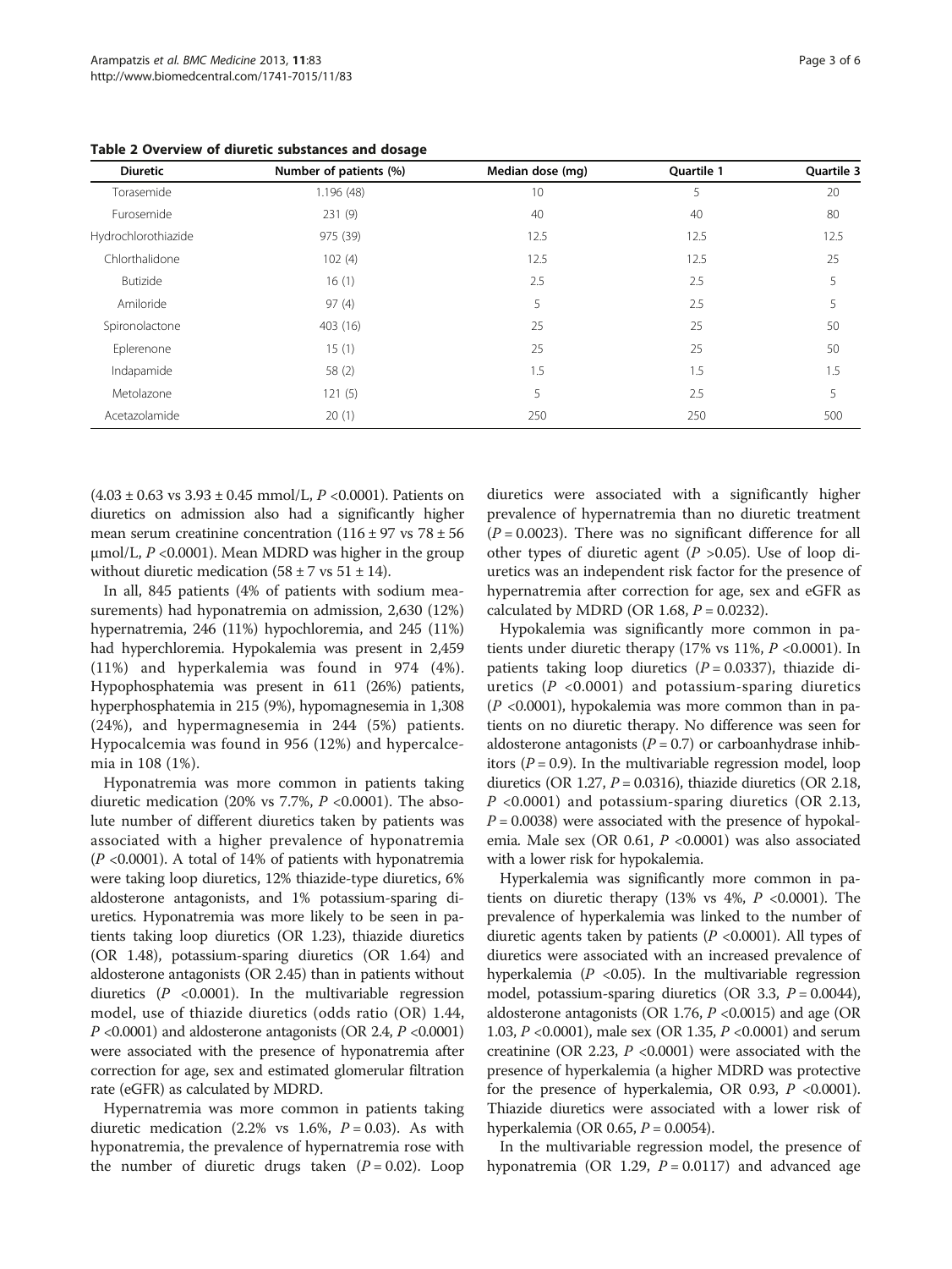**Table 2 Overview of diuretic substances and dosage**

| Diuretic | Number of patients (%) | Median dose (mg) | Quartile 1 | Quartile 3 |
|---|---|---|---|---|
| Torasemide | 1.196 (48) | 10 | 5 | 20 |
| Furosemide | 231 (9) | 40 | 40 | 80 |
| Hydrochlorothiazide | 975 (39) | 12.5 | 12.5 | 12.5 |
| Chlorthalidone | 102 (4) | 12.5 | 12.5 | 25 |
| Butizide | 16 (1) | 2.5 | 2.5 | 5 |
| Amiloride | 97 (4) | 5 | 2.5 | 5 |
| Spironolactone | 403 (16) | 25 | 25 | 50 |
| Eplerenone | 15 (1) | 25 | 25 | 50 |
| Indapamide | 58 (2) | 1.5 | 1.5 | 1.5 |
| Metolazone | 121 (5) | 5 | 2.5 | 5 |
| Acetazolamide | 20 (1) | 250 | 250 | 500 |

(4.03 ± 0.63 vs 3.93 ± 0.45 mmol/L, $P$ <0.0001). Patients on diuretics on admission also had a significantly higher mean serum creatinine concentration (116 ± 97 vs 78 ± 56 μmol/L, $P$ <0.0001). Mean MDRD was higher in the group without diuretic medication (58 ± 7 vs 51 ± 14).

In all, 845 patients (4% of patients with sodium measurements) had hyponatremia on admission, 2,630 (12%) hypernatremia, 246 (11%) hypochloremia, and 245 (11%) had hyperchloremia. Hypokalemia was present in 2,459 (11%) and hyperkalemia was found in 974 (4%). Hypophosphatemia was present in 611 (26%) patients, hyperphosphatemia in 215 (9%), hypomagnesemia in 1,308 (24%), and hypermagnesemia in 244 (5%) patients. Hypocalcemia was found in 956 (12%) and hypercalcemia in 108 (1%).

Hyponatremia was more common in patients taking diuretic medication (20% vs 7.7%, $P$ <0.0001). The absolute number of different diuretics taken by patients was associated with a higher prevalence of hyponatremia ($P$ <0.0001). A total of 14% of patients with hyponatremia were taking loop diuretics, 12% thiazide-type diuretics, 6% aldosterone antagonists, and 1% potassium-sparing diuretics. Hyponatremia was more likely to be seen in patients taking loop diuretics (OR 1.23), thiazide diuretics (OR 1.48), potassium-sparing diuretics (OR 1.64) and aldosterone antagonists (OR 2.45) than in patients without diuretics ($P$ <0.0001). In the multivariable regression model, use of thiazide diuretics (odds ratio (OR) 1.44, $P$ <0.0001) and aldosterone antagonists (OR 2.4, $P$ <0.0001) were associated with the presence of hyponatremia after correction for age, sex and estimated glomerular filtration rate (eGFR) as calculated by MDRD.

Hypernatremia was more common in patients taking diuretic medication (2.2% vs 1.6%, $P$ = 0.03). As with hyponatremia, the prevalence of hypernatremia rose with the number of diuretic drugs taken ($P$ = 0.02). Loop diuretics were associated with a significantly higher prevalence of hypernatremia than no diuretic treatment ($P$ = 0.0023). There was no significant difference for all other types of diuretic agent ($P$ >0.05). Use of loop diuretics was an independent risk factor for the presence of hypernatremia after correction for age, sex and eGFR as calculated by MDRD (OR 1.68, $P$ = 0.0232).

Hypokalemia was significantly more common in patients under diuretic therapy (17% vs 11%, $P$ <0.0001). In patients taking loop diuretics ($P$ = 0.0337), thiazide diuretics ($P$ <0.0001) and potassium-sparing diuretics ($P$ <0.0001), hypokalemia was more common than in patients on no diuretic therapy. No difference was seen for aldosterone antagonists ($P$ = 0.7) or carboanhydrase inhibitors ($P$ = 0.9). In the multivariable regression model, loop diuretics (OR 1.27, $P$ = 0.0316), thiazide diuretics (OR 2.18, $P$ <0.0001) and potassium-sparing diuretics (OR 2.13, $P$ = 0.0038) were associated with the presence of hypokalemia. Male sex (OR 0.61, $P$ <0.0001) was also associated with a lower risk for hypokalemia.

Hyperkalemia was significantly more common in patients on diuretic therapy (13% vs 4%, $P$ <0.0001). The prevalence of hyperkalemia was linked to the number of diuretic agents taken by patients ($P$ <0.0001). All types of diuretics were associated with an increased prevalence of hyperkalemia ($P$ <0.05). In the multivariable regression model, potassium-sparing diuretics (OR 3.3, $P$ = 0.0044), aldosterone antagonists (OR 1.76, $P$ <0.0015) and age (OR 1.03, $P$ <0.0001), male sex (OR 1.35, $P$ <0.0001) and serum creatinine (OR 2.23, $P$ <0.0001) were associated with the presence of hyperkalemia (a higher MDRD was protective for the presence of hyperkalemia, OR 0.93, $P$ <0.0001). Thiazide diuretics were associated with a lower risk of hyperkalemia (OR 0.65, $P$ = 0.0054).

In the multivariable regression model, the presence of hyponatremia (OR 1.29, $P$ = 0.0117) and advanced age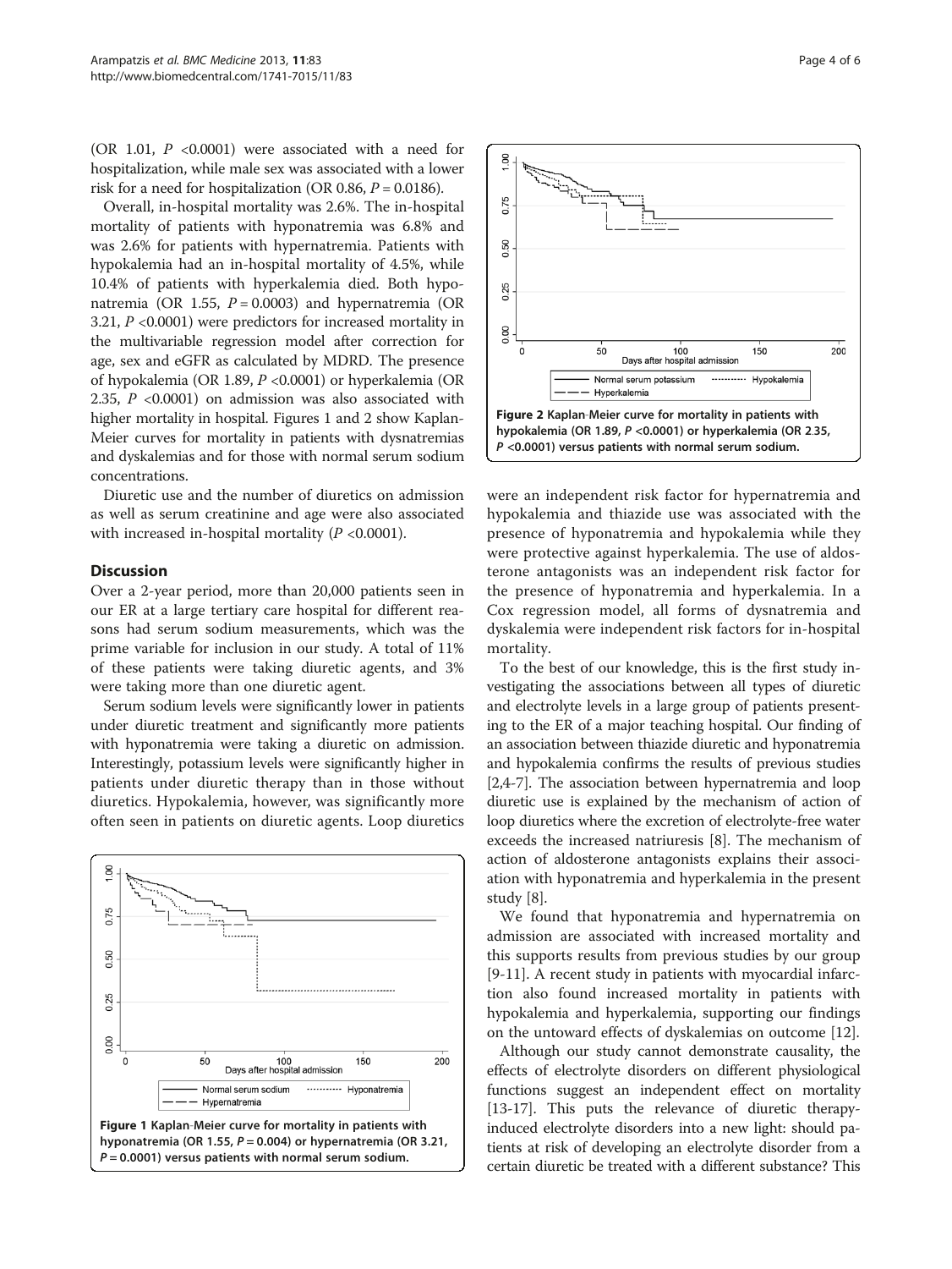(OR 1.01, $P$ <0.0001) were associated with a need for hospitalization, while male sex was associated with a lower risk for a need for hospitalization (OR 0.86, $P$ = 0.0186).

Overall, in-hospital mortality was 2.6%. The in-hospital mortality of patients with hyponatremia was 6.8% and was 2.6% for patients with hypernatremia. Patients with hypokalemia had an in-hospital mortality of 4.5%, while 10.4% of patients with hyperkalemia died. Both hyponatremia (OR 1.55, $P$ = 0.0003) and hypernatremia (OR 3.21, $P$ <0.0001) were predictors for increased mortality in the multivariable regression model after correction for age, sex and eGFR as calculated by MDRD. The presence of hypokalemia (OR 1.89, $P$ <0.0001) or hyperkalemia (OR 2.35, $P$ <0.0001) on admission was also associated with higher mortality in hospital. Figures 1 and 2 show Kaplan-Meier curves for mortality in patients with dysnatremias and dyskalemias and for those with normal serum sodium concentrations.

Diuretic use and the number of diuretics on admission as well as serum creatinine and age were also associated with increased in-hospital mortality ($P$ <0.0001).

## Discussion

Over a 2-year period, more than 20,000 patients seen in our ER at a large tertiary care hospital for different reasons had serum sodium measurements, which was the prime variable for inclusion in our study. A total of 11% of these patients were taking diuretic agents, and 3% were taking more than one diuretic agent.

Serum sodium levels were significantly lower in patients under diuretic treatment and significantly more patients with hyponatremia were taking a diuretic on admission. Interestingly, potassium levels were significantly higher in patients under diuretic therapy than in those without diuretics. Hypokalemia, however, was significantly more often seen in patients on diuretic agents. Loop diuretics were an independent risk factor for hypernatremia and hypokalemia and thiazide use was associated with the presence of hyponatremia and hypokalemia while they were protective against hyperkalemia. The use of aldosterone antagonists was an independent risk factor for the presence of hyponatremia and hyperkalemia. In a Cox regression model, all forms of dysnatremia and dyskalemia were independent risk factors for in-hospital mortality.

**Figure 1 Kaplan-Meier curve for mortality in patients with hyponatremia (OR 1.55, $P$ = 0.004) or hypernatremia (OR 3.21, $P$ = 0.0001) versus patients with normal serum sodium.**

**Figure 2 Kaplan-Meier curve for mortality in patients with hypokalemia (OR 1.89, $P$ <0.0001) or hyperkalemia (OR 2.35, $P$ <0.0001) versus patients with normal serum sodium.**

To the best of our knowledge, this is the first study investigating the associations between all types of diuretic and electrolyte levels in a large group of patients presenting to the ER of a major teaching hospital. Our finding of an association between thiazide diuretic and hyponatremia and hypokalemia confirms the results of previous studies [2,4-7]. The association between hypernatremia and loop diuretic use is explained by the mechanism of action of loop diuretics where the excretion of electrolyte-free water exceeds the increased natriuresis [8]. The mechanism of action of aldosterone antagonists explains their association with hyponatremia and hyperkalemia in the present study [8].

We found that hyponatremia and hypernatremia on admission are associated with increased mortality and this supports results from previous studies by our group [9-11]. A recent study in patients with myocardial infarction also found increased mortality in patients with hypokalemia and hyperkalemia, supporting our findings on the untoward effects of dyskalemias on outcome [12].

Although our study cannot demonstrate causality, the effects of electrolyte disorders on different physiological functions suggest an independent effect on mortality [13-17]. This puts the relevance of diuretic therapy-induced electrolyte disorders into a new light: should patients at risk of developing an electrolyte disorder from a certain diuretic be treated with a different substance? This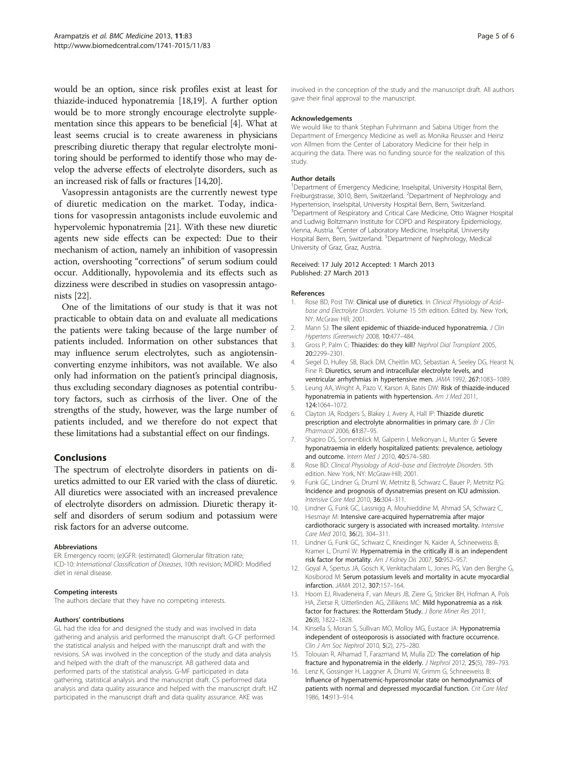would be an option, since risk profiles exist at least for thiazide-induced hyponatremia [18,19]. A further option would be to more strongly encourage electrolyte supplementation since this appears to be beneficial [4]. What at least seems crucial is to create awareness in physicians prescribing diuretic therapy that regular electrolyte monitoring should be performed to identify those who may develop the adverse effects of electrolyte disorders, such as an increased risk of falls or fractures [14,20].

Vasopressin antagonists are the currently newest type of diuretic medication on the market. Today, indications for vasopressin antagonists include euvolemic and hypervolemic hyponatremia [21]. With these new diuretic agents new side effects can be expected: Due to their mechanism of action, namely an inhibition of vasopressin action, overshooting "corrections" of serum sodium could occur. Additionally, hypovolemia and its effects such as dizziness were described in studies on vasopressin antagonists [22].

One of the limitations of our study is that it was not practicable to obtain data on and evaluate all medications the patients were taking because of the large number of patients included. Information on other substances that may influence serum electrolytes, such as angiotensin-converting enzyme inhibitors, was not available. We also only had information on the patient's principal diagnosis, thus excluding secondary diagnoses as potential contributory factors, such as cirrhosis of the liver. One of the strengths of the study, however, was the large number of patients included, and we therefore do not expect that these limitations had a substantial effect on our findings.

## Conclusions

The spectrum of electrolyte disorders in patients on diuretics admitted to our ER varied with the class of diuretic. All diuretics were associated with an increased prevalence of electrolyte disorders on admission. Diuretic therapy itself and disorders of serum sodium and potassium were risk factors for an adverse outcome.

#### Abbreviations

ER: Emergency room; (e)GFR: (estimated) Glomerular filtration rate; ICD-10: *International Classification of Diseases*, 10th revision; MDRD: Modified diet in renal disease.

#### Competing interests

The authors declare that they have no competing interests.

#### Authors' contributions

GL had the idea for and designed the study and was involved in data gathering and analysis and performed the manuscript draft. G-CF performed the statistical analysis and helped with the manuscript draft and with the revisions. SA was involved in the conception of the study and data analysis and helped with the draft of the manuscript. AB gathered data and performed parts of the statistical analysis. G-MF participated in data gathering, statistical analysis and the manuscript draft. CS performed data analysis and data quality assurance and helped with the manuscript draft. HZ participated in the manuscript draft and data quality assurance. AKE was involved in the conception of the study and the manuscript draft. All authors gave their final approval to the manuscript.

#### Acknowledgements

We would like to thank Stephan Fuhrimann and Sabina Utiger from the Department of Emergency Medicine as well as Monika Reusser and Heinz von Allmen from the Center of Laboratory Medicine for their help in acquiring the data. There was no funding source for the realization of this study.

#### Author details

[1]Department of Emergency Medicine, Inselspital, University Hospital Bern, Freiburgstrasse, 3010, Bern, Switzerland. [2]Department of Nephrology and Hypertension, Inselspital, University Hospital Bern, Bern, Switzerland. [3]Department of Respiratory and Critical Care Medicine, Otto Wagner Hospital and Ludwig Boltzmann Institute for COPD and Respiratory Epidemiology, Vienna, Austria. [4]Center of Laboratory Medicine, Inselspital, University Hospital Bern, Bern, Switzerland. [5]Department of Nephrology, Medical University of Graz, Graz, Austria.

Received: 17 July 2012 Accepted: 1 March 2013
Published: 27 March 2013

#### References

1. Rose BD, Post TW: **Clinical use of diuretics**. In *Clinical Physiology of Acid–base and Electrolyte Disorders*. Volume 15 5th edition. Edited by. New York, NY: McGraw Hill; 2001.
2. Mann SJ: **The silent epidemic of thiazide-induced hyponatremia.** *J Clin Hypertens (Greenwich)* 2008, **10**:477–484.
3. Gross P, Palm C: **Thiazides: do they kill?** *Nephrol Dial Transplant* 2005, **20**:2299–2301.
4. Siegel D, Hulley SB, Black DM, Cheitlin MD, Sebastian A, Seeley DG, Hearst N, Fine R: **Diuretics, serum and intracellular electrolyte levels, and ventricular arrhythmias in hypertensive men.** *JAMA* 1992, **267**:1083–1089.
5. Leung AA, Wright A, Pazo V, Karson A, Bates DW: **Risk of thiazide-induced hyponatremia in patients with hypertension.** *Am J Med* 2011, **124**:1064–1072.
6. Clayton JA, Rodgers S, Blakey J, Avery A, Hall IP: **Thiazide diuretic prescription and electrolyte abnormalities in primary care.** *Br J Clin Pharmacol* 2006, **61**:87–95.
7. Shapiro DS, Sonnenblick M, Galperin I, Melkonyan L, Munter G: **Severe hyponatraemia in elderly hospitalized patients: prevalence, aetiology and outcome.** *Intern Med J* 2010, **40**:574–580.
8. Rose BD: *Clinical Physiology of Acid–base and Electrolyte Disorders*. 5th edition. New York, NY: McGraw-Hill; 2001.
9. Funk GC, Lindner G, Druml W, Metnitz B, Schwarz C, Bauer P, Metnitz PG: **Incidence and prognosis of dysnatremias present on ICU admission.** *Intensive Care Med* 2010, **36**:304–311.
10. Lindner G, Funk GC, Lassnigg A, Mouhieddine M, Ahmad SA, Schwarz C, Hiesmayr M: **Intensive care-acquired hypernatremia after major cardiothoracic surgery is associated with increased mortality.** *Intensive Care Med* 2010, **36**(2), 304–311.
11. Lindner G, Funk GC, Schwarz C, Kneidinger N, Kaider A, Schneeweiss B, Kramer L, Druml W: **Hypernatremia in the critically ill is an independent risk factor for mortality.** *Am J Kidney Dis* 2007, **50**:952–957.
12. Goyal A, Spertus JA, Gosch K, Venkitachalam L, Jones PG, Van den Berghe G, Kosiborod M: **Serum potassium levels and mortality in acute myocardial infarction.** *JAMA* 2012, **307**:157–164.
13. Hoorn EJ, Rivadeneira F, van Meurs JB, Ziere G, Stricker BH, Hofman A, Pols HA, Zietse R, Uitterlinden AG, Zillikens MC: **Mild hyponatremia as a risk factor for fractures: the Rotterdam Study.** *J Bone Miner Res* 2011, **26**(8), 1822–1828.
14. Kinsella S, Moran S, Sullivan MO, Molloy MG, Eustace JA: **Hyponatremia independent of osteoporosis is associated with fracture occurrence.** *Clin J Am Soc Nephrol* 2010, **5**(2), 275–280.
15. Tolouian R, Alhamad T, Farazmand M, Mulla ZD: **The correlation of hip fracture and hyponatremia in the elderly.** *J Nephrol* 2012, **25**(5), 789–793.
16. Lenz K, Gossinger H, Laggner A, Druml W, Grimm G, Schneeweiss B: **Influence of hypernatremic-hyperosmolar state on hemodynamics of patients with normal and depressed myocardial function.** *Crit Care Med* 1986, **14**:913–914.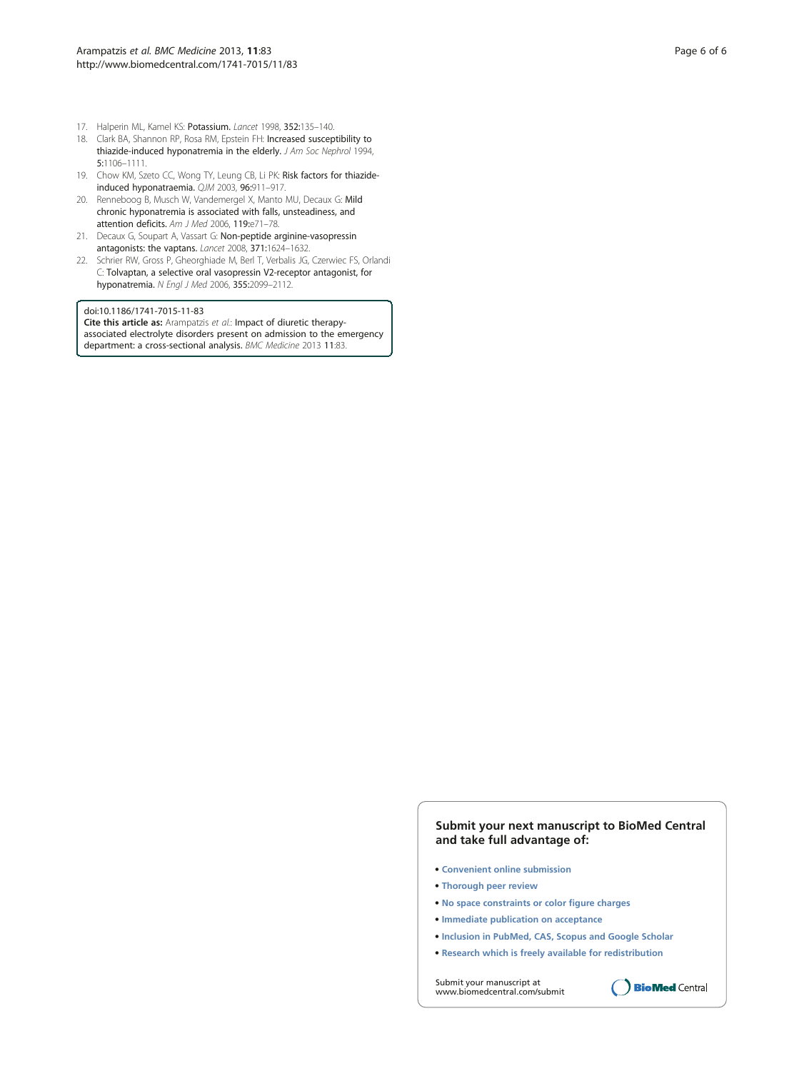17. Halperin ML, Kamel KS: **Potassium.** *Lancet* 1998, **352**:135–140.
18. Clark BA, Shannon RP, Rosa RM, Epstein FH: **Increased susceptibility to thiazide-induced hyponatremia in the elderly.** *J Am Soc Nephrol* 1994, **5**:1106–1111.
19. Chow KM, Szeto CC, Wong TY, Leung CB, Li PK: **Risk factors for thiazide-induced hyponatraemia.** *QJM* 2003, **96**:911–917.
20. Renneboog B, Musch W, Vandemergel X, Manto MU, Decaux G: **Mild chronic hyponatremia is associated with falls, unsteadiness, and attention deficits.** *Am J Med* 2006, **119**:e71–78.
21. Decaux G, Soupart A, Vassart G: **Non-peptide arginine-vasopressin antagonists: the vaptans.** *Lancet* 2008, **371**:1624–1632.
22. Schrier RW, Gross P, Gheorghiade M, Berl T, Verbalis JG, Czerwiec FS, Orlandi C: **Tolvaptan, a selective oral vasopressin V2-receptor antagonist, for hyponatremia.** *N Engl J Med* 2006, **355**:2099–2112.

doi:10.1186/1741-7015-11-83

**Cite this article as:** Arampatzis *et al.*: Impact of diuretic therapy-associated electrolyte disorders present on admission to the emergency department: a cross-sectional analysis. *BMC Medicine* 2013 **11**:83.

**Submit your next manuscript to BioMed Central and take full advantage of:**

- **Convenient online submission**
- **Thorough peer review**
- **No space constraints or color figure charges**
- **Immediate publication on acceptance**
- **Inclusion in PubMed, CAS, Scopus and Google Scholar**
- **Research which is freely available for redistribution**

Submit your manuscript at
www.biomedcentral.com/submit

BioMed Central